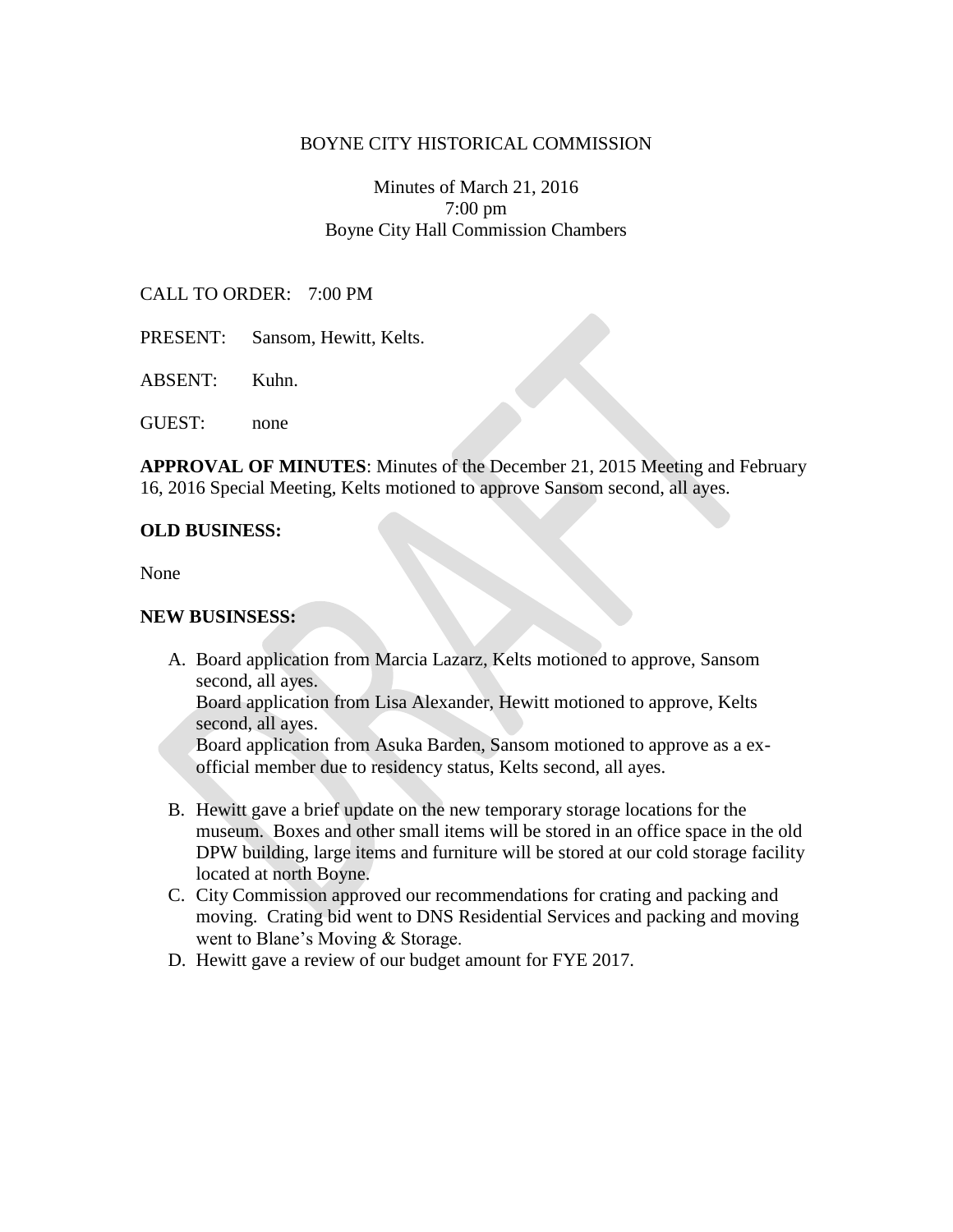BOYNE CITY HISTORICAL COMMISSION

Minutes of March 21, 2016
7:00 pm
Boyne City Hall Commission Chambers

CALL TO ORDER: 7:00 PM

PRESENT: Sansom, Hewitt, Kelts.

ABSENT: Kuhn.

GUEST: none

**APPROVAL OF MINUTES**: Minutes of the December 21, 2015 Meeting and February 16, 2016 Special Meeting, Kelts motioned to approve Sansom second, all ayes.

**OLD BUSINESS:**

None

**NEW BUSINSESS:**

A. Board application from Marcia Lazarz, Kelts motioned to approve, Sansom second, all ayes.
   Board application from Lisa Alexander, Hewitt motioned to approve, Kelts second, all ayes.
   Board application from Asuka Barden, Sansom motioned to approve as a ex-official member due to residency status, Kelts second, all ayes.

B. Hewitt gave a brief update on the new temporary storage locations for the museum. Boxes and other small items will be stored in an office space in the old DPW building, large items and furniture will be stored at our cold storage facility located at north Boyne.
C. City Commission approved our recommendations for crating and packing and moving. Crating bid went to DNS Residential Services and packing and moving went to Blane's Moving & Storage.
D. Hewitt gave a review of our budget amount for FYE 2017.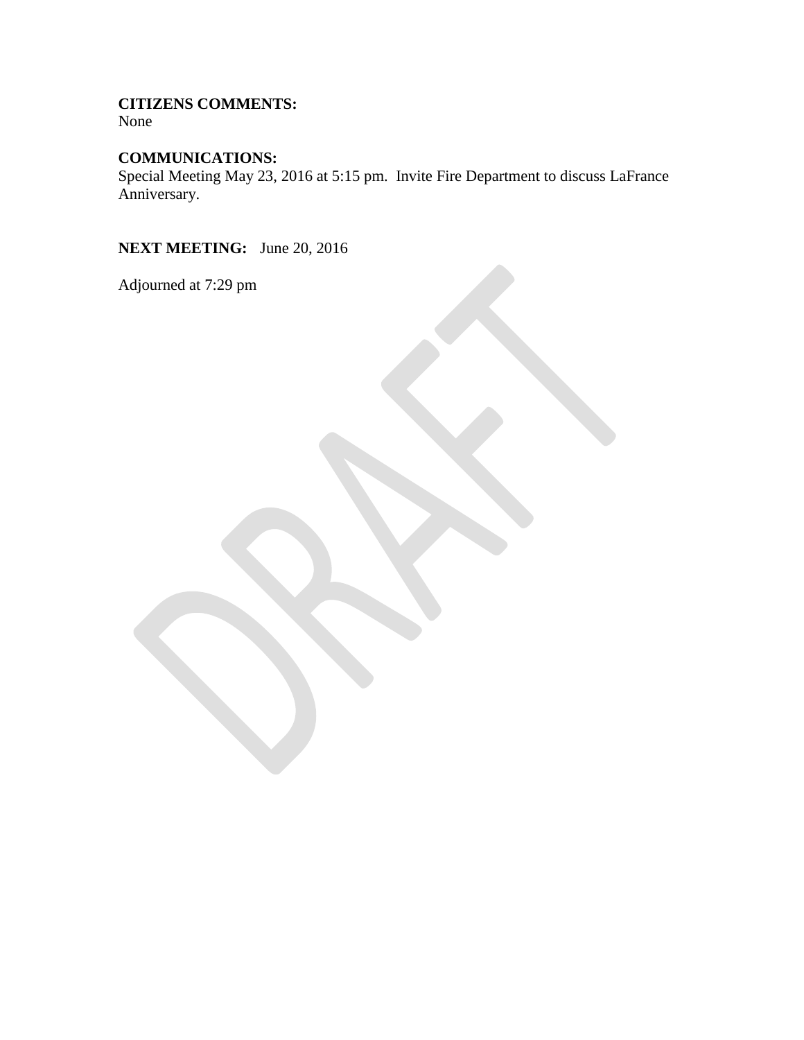**CITIZENS COMMENTS:**
None

**COMMUNICATIONS:**
Special Meeting May 23, 2016 at 5:15 pm. Invite Fire Department to discuss LaFrance Anniversary.

**NEXT MEETING:** June 20, 2016

Adjourned at 7:29 pm